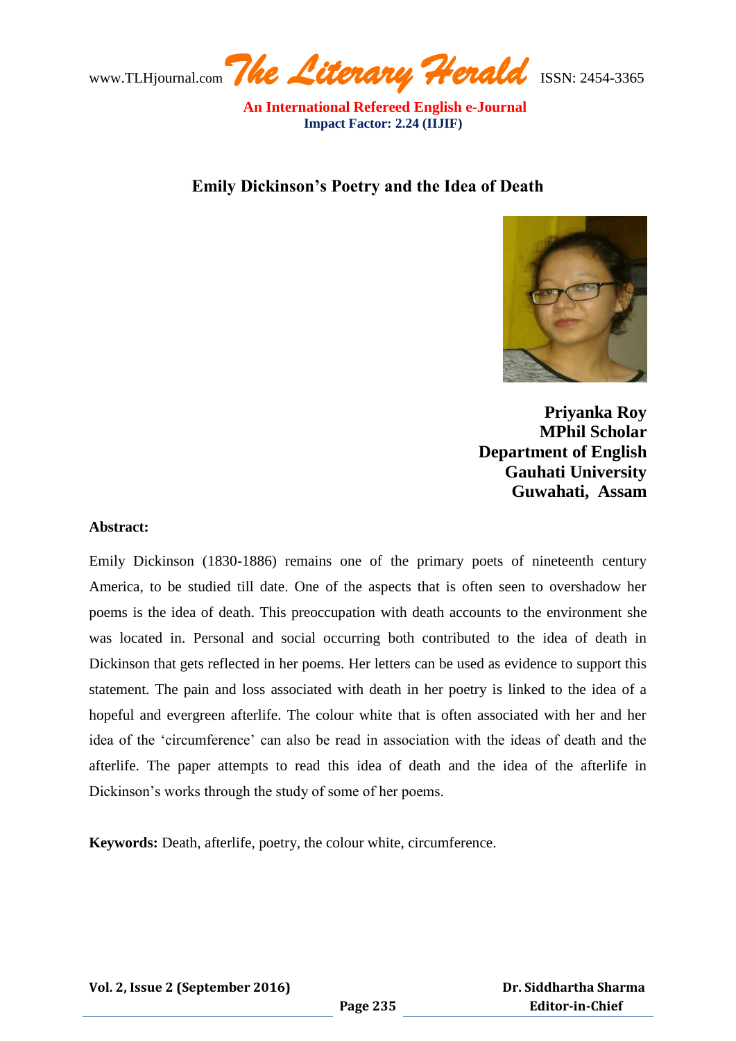# Emily Dickinson's Poetry and the Idea of Death

**Priyanka Roy**
**MPhil Scholar**
**Department of English**
**Gauhati University**
**Guwahati, Assam**

**Abstract:**

Emily Dickinson (1830-1886) remains one of the primary poets of nineteenth century America, to be studied till date. One of the aspects that is often seen to overshadow her poems is the idea of death. This preoccupation with death accounts to the environment she was located in. Personal and social occurring both contributed to the idea of death in Dickinson that gets reflected in her poems. Her letters can be used as evidence to support this statement. The pain and loss associated with death in her poetry is linked to the idea of a hopeful and evergreen afterlife. The colour white that is often associated with her and her idea of the 'circumference' can also be read in association with the ideas of death and the afterlife. The paper attempts to read this idea of death and the idea of the afterlife in Dickinson's works through the study of some of her poems.

**Keywords:** Death, afterlife, poetry, the colour white, circumference.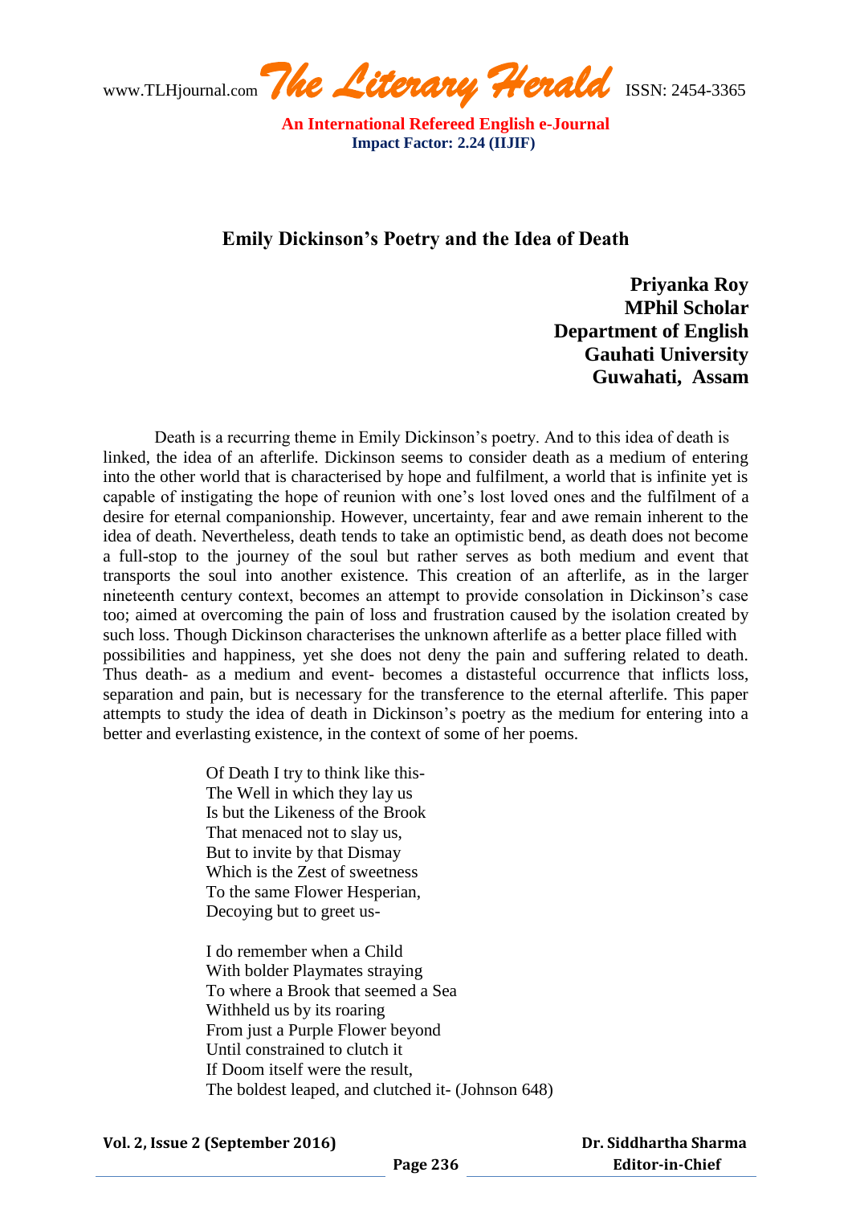## Emily Dickinson's Poetry and the Idea of Death

**Priyanka Roy**
**MPhil Scholar**
**Department of English**
**Gauhati University**
**Guwahati, Assam**

Death is a recurring theme in Emily Dickinson's poetry. And to this idea of death is linked, the idea of an afterlife. Dickinson seems to consider death as a medium of entering into the other world that is characterised by hope and fulfilment, a world that is infinite yet is capable of instigating the hope of reunion with one's lost loved ones and the fulfilment of a desire for eternal companionship. However, uncertainty, fear and awe remain inherent to the idea of death. Nevertheless, death tends to take an optimistic bend, as death does not become a full-stop to the journey of the soul but rather serves as both medium and event that transports the soul into another existence. This creation of an afterlife, as in the larger nineteenth century context, becomes an attempt to provide consolation in Dickinson's case too; aimed at overcoming the pain of loss and frustration caused by the isolation created by such loss. Though Dickinson characterises the unknown afterlife as a better place filled with possibilities and happiness, yet she does not deny the pain and suffering related to death. Thus death- as a medium and event- becomes a distasteful occurrence that inflicts loss, separation and pain, but is necessary for the transference to the eternal afterlife. This paper attempts to study the idea of death in Dickinson's poetry as the medium for entering into a better and everlasting existence, in the context of some of her poems.

> Of Death I try to think like this-
> The Well in which they lay us
> Is but the Likeness of the Brook
> That menaced not to slay us,
> But to invite by that Dismay
> Which is the Zest of sweetness
> To the same Flower Hesperian,
> Decoying but to greet us-
>
> I do remember when a Child
> With bolder Playmates straying
> To where a Brook that seemed a Sea
> Withheld us by its roaring
> From just a Purple Flower beyond
> Until constrained to clutch it
> If Doom itself were the result,
> The boldest leaped, and clutched it- (Johnson 648)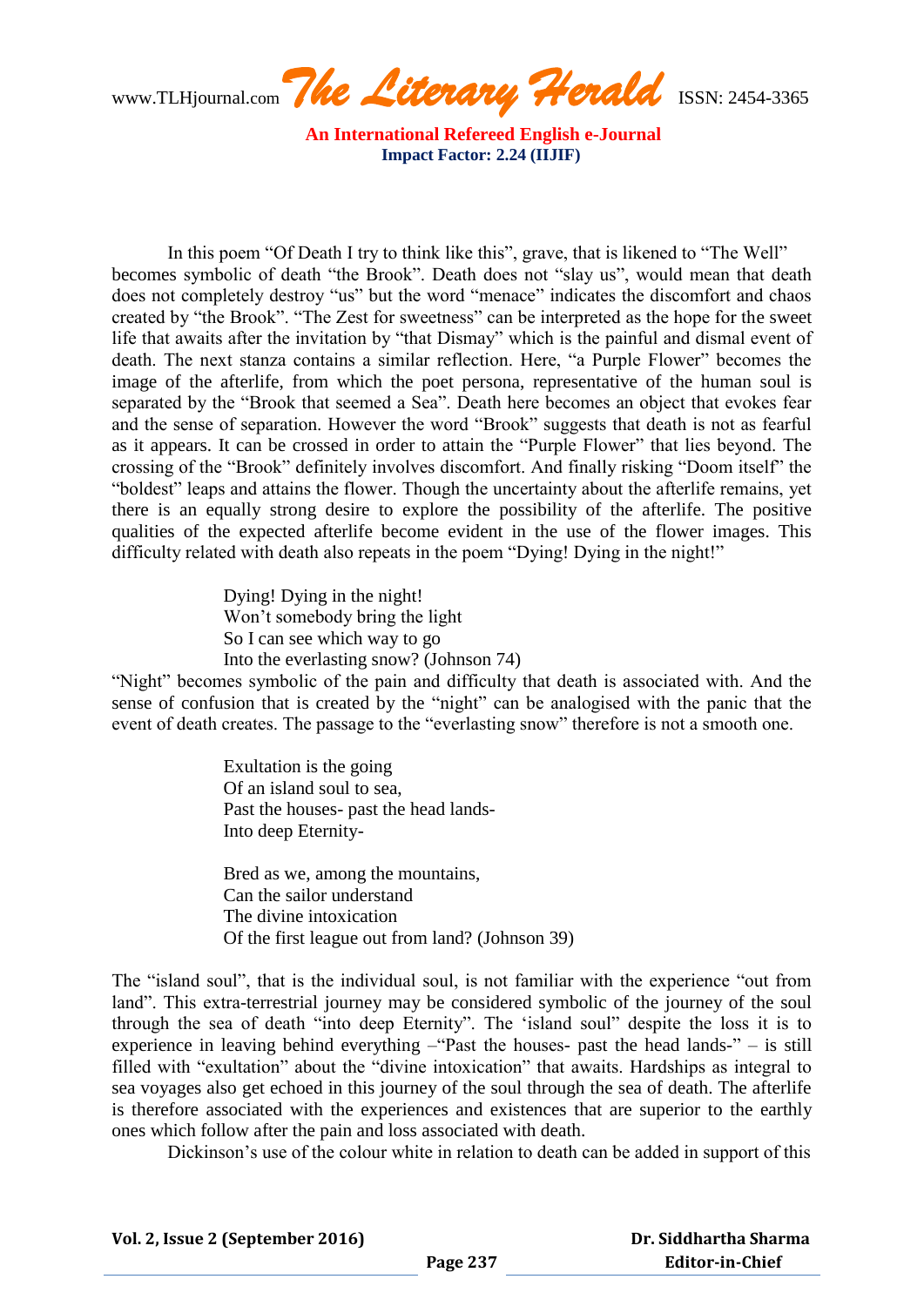In this poem "Of Death I try to think like this", grave, that is likened to "The Well" becomes symbolic of death "the Brook". Death does not "slay us", would mean that death does not completely destroy "us" but the word "menace" indicates the discomfort and chaos created by "the Brook". "The Zest for sweetness" can be interpreted as the hope for the sweet life that awaits after the invitation by "that Dismay" which is the painful and dismal event of death. The next stanza contains a similar reflection. Here, "a Purple Flower" becomes the image of the afterlife, from which the poet persona, representative of the human soul is separated by the "Brook that seemed a Sea". Death here becomes an object that evokes fear and the sense of separation. However the word "Brook" suggests that death is not as fearful as it appears. It can be crossed in order to attain the "Purple Flower" that lies beyond. The crossing of the "Brook" definitely involves discomfort. And finally risking "Doom itself" the "boldest" leaps and attains the flower. Though the uncertainty about the afterlife remains, yet there is an equally strong desire to explore the possibility of the afterlife. The positive qualities of the expected afterlife become evident in the use of the flower images. This difficulty related with death also repeats in the poem "Dying! Dying in the night!"

> Dying! Dying in the night!
> Won't somebody bring the light
> So I can see which way to go
> Into the everlasting snow? (Johnson 74)

"Night" becomes symbolic of the pain and difficulty that death is associated with. And the sense of confusion that is created by the "night" can be analogised with the panic that the event of death creates. The passage to the "everlasting snow" therefore is not a smooth one.

> Exultation is the going
> Of an island soul to sea,
> Past the houses- past the head lands-
> Into deep Eternity-
>
> Bred as we, among the mountains,
> Can the sailor understand
> The divine intoxication
> Of the first league out from land? (Johnson 39)

The "island soul", that is the individual soul, is not familiar with the experience "out from land". This extra-terrestrial journey may be considered symbolic of the journey of the soul through the sea of death "into deep Eternity". The 'island soul" despite the loss it is to experience in leaving behind everything –"Past the houses- past the head lands-" – is still filled with "exultation" about the "divine intoxication" that awaits. Hardships as integral to sea voyages also get echoed in this journey of the soul through the sea of death. The afterlife is therefore associated with the experiences and existences that are superior to the earthly ones which follow after the pain and loss associated with death.

Dickinson's use of the colour white in relation to death can be added in support of this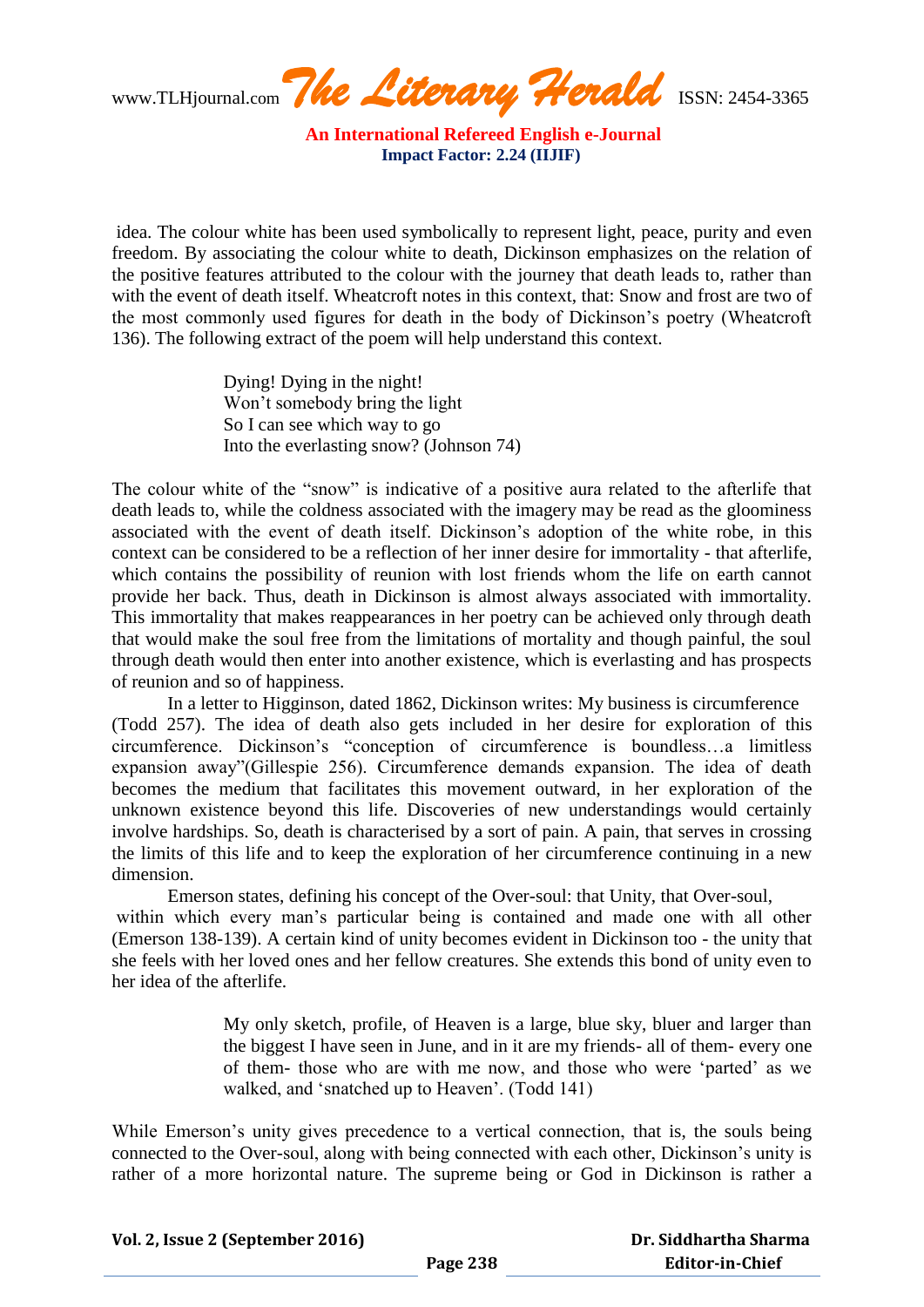idea. The colour white has been used symbolically to represent light, peace, purity and even freedom. By associating the colour white to death, Dickinson emphasizes on the relation of the positive features attributed to the colour with the journey that death leads to, rather than with the event of death itself. Wheatcroft notes in this context, that: Snow and frost are two of the most commonly used figures for death in the body of Dickinson's poetry (Wheatcroft 136). The following extract of the poem will help understand this context.

> Dying! Dying in the night!
> Won't somebody bring the light
> So I can see which way to go
> Into the everlasting snow? (Johnson 74)

The colour white of the "snow" is indicative of a positive aura related to the afterlife that death leads to, while the coldness associated with the imagery may be read as the gloominess associated with the event of death itself. Dickinson's adoption of the white robe, in this context can be considered to be a reflection of her inner desire for immortality - that afterlife, which contains the possibility of reunion with lost friends whom the life on earth cannot provide her back. Thus, death in Dickinson is almost always associated with immortality. This immortality that makes reappearances in her poetry can be achieved only through death that would make the soul free from the limitations of mortality and though painful, the soul through death would then enter into another existence, which is everlasting and has prospects of reunion and so of happiness.

In a letter to Higginson, dated 1862, Dickinson writes: My business is circumference (Todd 257). The idea of death also gets included in her desire for exploration of this circumference. Dickinson's "conception of circumference is boundless…a limitless expansion away"(Gillespie 256). Circumference demands expansion. The idea of death becomes the medium that facilitates this movement outward, in her exploration of the unknown existence beyond this life. Discoveries of new understandings would certainly involve hardships. So, death is characterised by a sort of pain. A pain, that serves in crossing the limits of this life and to keep the exploration of her circumference continuing in a new dimension.

Emerson states, defining his concept of the Over-soul: that Unity, that Over-soul, within which every man's particular being is contained and made one with all other (Emerson 138-139). A certain kind of unity becomes evident in Dickinson too - the unity that she feels with her loved ones and her fellow creatures. She extends this bond of unity even to her idea of the afterlife.

> My only sketch, profile, of Heaven is a large, blue sky, bluer and larger than the biggest I have seen in June, and in it are my friends- all of them- every one of them- those who are with me now, and those who were 'parted' as we walked, and 'snatched up to Heaven'. (Todd 141)

While Emerson's unity gives precedence to a vertical connection, that is, the souls being connected to the Over-soul, along with being connected with each other, Dickinson's unity is rather of a more horizontal nature. The supreme being or God in Dickinson is rather a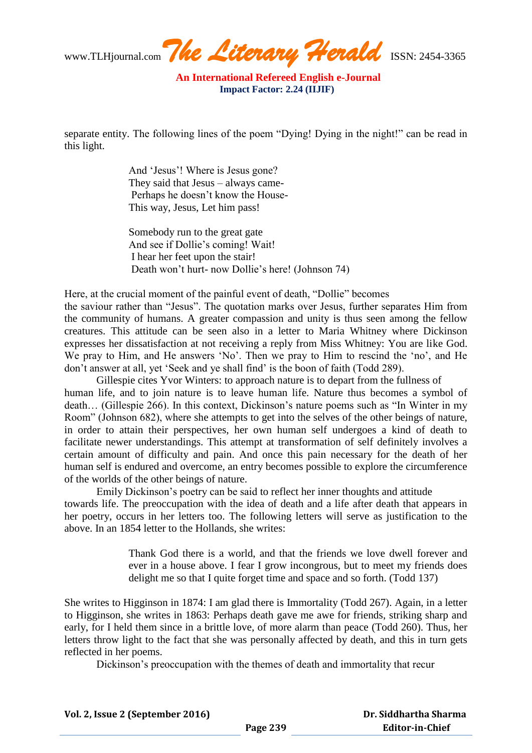separate entity. The following lines of the poem “Dying! Dying in the night!” can be read in this light.

> And ‘Jesus’! Where is Jesus gone?
> They said that Jesus – always came-
> Perhaps he doesn’t know the House-
> This way, Jesus, Let him pass!
>
> Somebody run to the great gate
> And see if Dollie’s coming! Wait!
> I hear her feet upon the stair!
> Death won’t hurt- now Dollie’s here! (Johnson 74)

Here, at the crucial moment of the painful event of death, “Dollie” becomes the saviour rather than “Jesus”. The quotation marks over Jesus, further separates Him from the community of humans. A greater compassion and unity is thus seen among the fellow creatures. This attitude can be seen also in a letter to Maria Whitney where Dickinson expresses her dissatisfaction at not receiving a reply from Miss Whitney: You are like God. We pray to Him, and He answers ‘No’. Then we pray to Him to rescind the ‘no’, and He don’t answer at all, yet ‘Seek and ye shall find’ is the boon of faith (Todd 289).

Gillespie cites Yvor Winters: to approach nature is to depart from the fullness of human life, and to join nature is to leave human life. Nature thus becomes a symbol of death… (Gillespie 266). In this context, Dickinson’s nature poems such as “In Winter in my Room” (Johnson 682), where she attempts to get into the selves of the other beings of nature, in order to attain their perspectives, her own human self undergoes a kind of death to facilitate newer understandings. This attempt at transformation of self definitely involves a certain amount of difficulty and pain. And once this pain necessary for the death of her human self is endured and overcome, an entry becomes possible to explore the circumference of the worlds of the other beings of nature.

Emily Dickinson’s poetry can be said to reflect her inner thoughts and attitude towards life. The preoccupation with the idea of death and a life after death that appears in her poetry, occurs in her letters too. The following letters will serve as justification to the above. In an 1854 letter to the Hollands, she writes:

> Thank God there is a world, and that the friends we love dwell forever and ever in a house above. I fear I grow incongrous, but to meet my friends does delight me so that I quite forget time and space and so forth. (Todd 137)

She writes to Higginson in 1874: I am glad there is Immortality (Todd 267). Again, in a letter to Higginson, she writes in 1863: Perhaps death gave me awe for friends, striking sharp and early, for I held them since in a brittle love, of more alarm than peace (Todd 260). Thus, her letters throw light to the fact that she was personally affected by death, and this in turn gets reflected in her poems.

Dickinson’s preoccupation with the themes of death and immortality that recur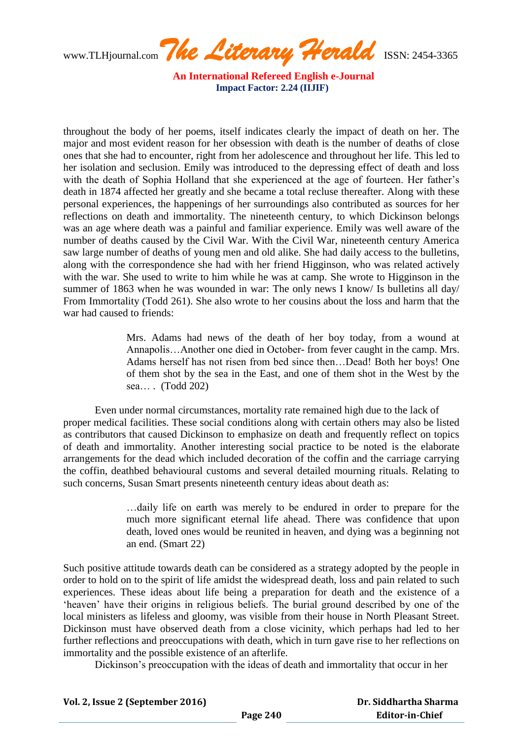throughout the body of her poems, itself indicates clearly the impact of death on her. The major and most evident reason for her obsession with death is the number of deaths of close ones that she had to encounter, right from her adolescence and throughout her life. This led to her isolation and seclusion. Emily was introduced to the depressing effect of death and loss with the death of Sophia Holland that she experienced at the age of fourteen. Her father's death in 1874 affected her greatly and she became a total recluse thereafter. Along with these personal experiences, the happenings of her surroundings also contributed as sources for her reflections on death and immortality. The nineteenth century, to which Dickinson belongs was an age where death was a painful and familiar experience. Emily was well aware of the number of deaths caused by the Civil War. With the Civil War, nineteenth century America saw large number of deaths of young men and old alike. She had daily access to the bulletins, along with the correspondence she had with her friend Higginson, who was related actively with the war. She used to write to him while he was at camp. She wrote to Higginson in the summer of 1863 when he was wounded in war: The only news I know/ Is bulletins all day/ From Immortality (Todd 261). She also wrote to her cousins about the loss and harm that the war had caused to friends:

> Mrs. Adams had news of the death of her boy today, from a wound at Annapolis…Another one died in October- from fever caught in the camp. Mrs. Adams herself has not risen from bed since then…Dead! Both her boys! One of them shot by the sea in the East, and one of them shot in the West by the sea… . (Todd 202)

Even under normal circumstances, mortality rate remained high due to the lack of proper medical facilities. These social conditions along with certain others may also be listed as contributors that caused Dickinson to emphasize on death and frequently reflect on topics of death and immortality. Another interesting social practice to be noted is the elaborate arrangements for the dead which included decoration of the coffin and the carriage carrying the coffin, deathbed behavioural customs and several detailed mourning rituals. Relating to such concerns, Susan Smart presents nineteenth century ideas about death as:

> …daily life on earth was merely to be endured in order to prepare for the much more significant eternal life ahead. There was confidence that upon death, loved ones would be reunited in heaven, and dying was a beginning not an end. (Smart 22)

Such positive attitude towards death can be considered as a strategy adopted by the people in order to hold on to the spirit of life amidst the widespread death, loss and pain related to such experiences. These ideas about life being a preparation for death and the existence of a 'heaven' have their origins in religious beliefs. The burial ground described by one of the local ministers as lifeless and gloomy, was visible from their house in North Pleasant Street. Dickinson must have observed death from a close vicinity, which perhaps had led to her further reflections and preoccupations with death, which in turn gave rise to her reflections on immortality and the possible existence of an afterlife.

Dickinson's preoccupation with the ideas of death and immortality that occur in her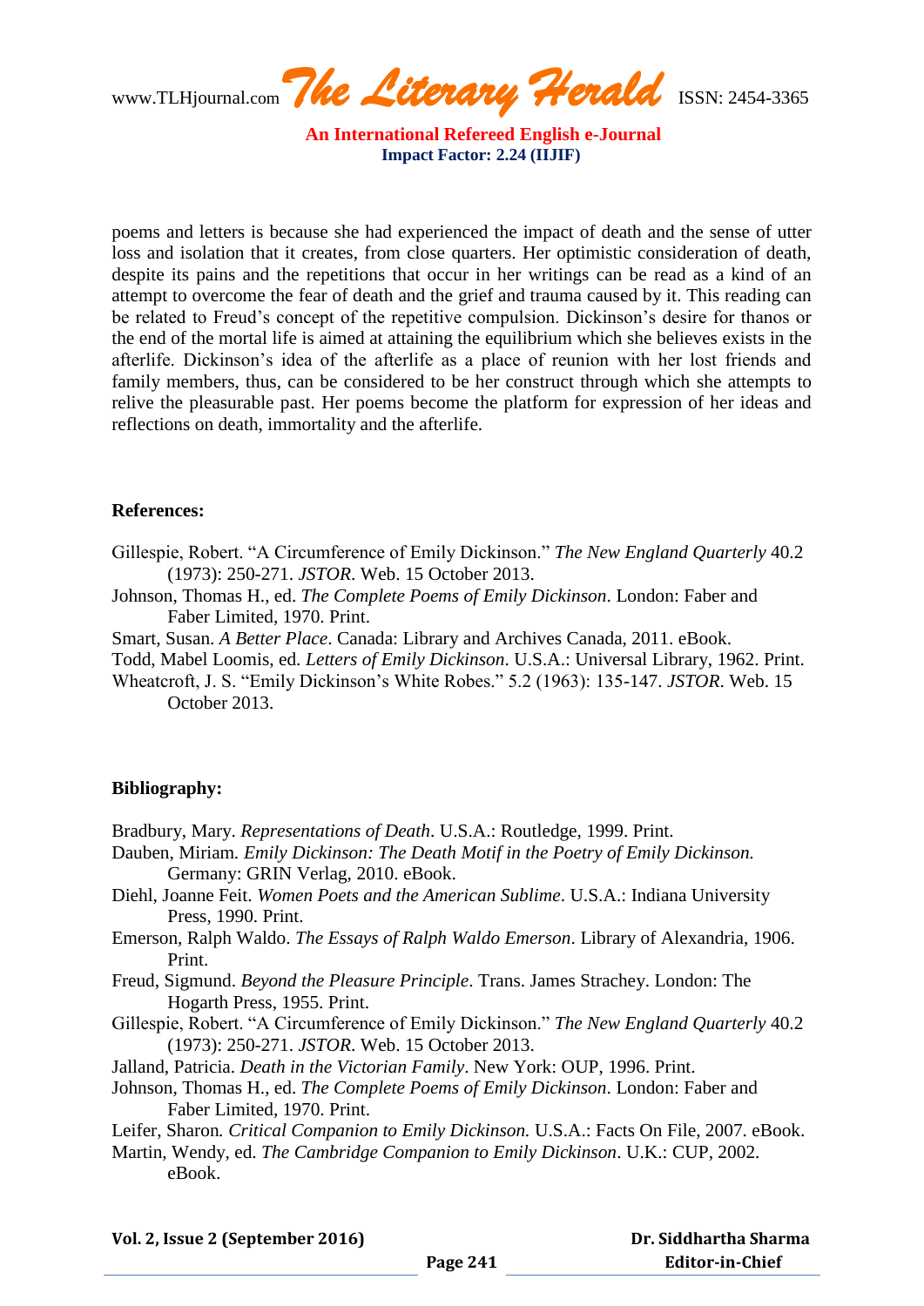poems and letters is because she had experienced the impact of death and the sense of utter loss and isolation that it creates, from close quarters. Her optimistic consideration of death, despite its pains and the repetitions that occur in her writings can be read as a kind of an attempt to overcome the fear of death and the grief and trauma caused by it. This reading can be related to Freud's concept of the repetitive compulsion. Dickinson's desire for thanos or the end of the mortal life is aimed at attaining the equilibrium which she believes exists in the afterlife. Dickinson's idea of the afterlife as a place of reunion with her lost friends and family members, thus, can be considered to be her construct through which she attempts to relive the pleasurable past. Her poems become the platform for expression of her ideas and reflections on death, immortality and the afterlife.

**References:**

Gillespie, Robert. "A Circumference of Emily Dickinson." *The New England Quarterly* 40.2 (1973): 250-271. *JSTOR*. Web. 15 October 2013.

Johnson, Thomas H., ed. *The Complete Poems of Emily Dickinson*. London: Faber and Faber Limited, 1970. Print.

Smart, Susan. *A Better Place*. Canada: Library and Archives Canada, 2011. eBook.

Todd, Mabel Loomis, ed. *Letters of Emily Dickinson*. U.S.A.: Universal Library, 1962. Print.

Wheatcroft, J. S. "Emily Dickinson's White Robes." 5.2 (1963): 135-147. *JSTOR*. Web. 15 October 2013.

**Bibliography:**

Bradbury, Mary. *Representations of Death*. U.S.A.: Routledge, 1999. Print.

Dauben, Miriam. *Emily Dickinson: The Death Motif in the Poetry of Emily Dickinson.* Germany: GRIN Verlag, 2010. eBook.

Diehl, Joanne Feit. *Women Poets and the American Sublime*. U.S.A.: Indiana University Press, 1990. Print.

Emerson, Ralph Waldo. *The Essays of Ralph Waldo Emerson*. Library of Alexandria, 1906. Print.

Freud, Sigmund. *Beyond the Pleasure Principle*. Trans. James Strachey. London: The Hogarth Press, 1955. Print.

Gillespie, Robert. "A Circumference of Emily Dickinson." *The New England Quarterly* 40.2 (1973): 250-271. *JSTOR*. Web. 15 October 2013.

Jalland, Patricia. *Death in the Victorian Family*. New York: OUP, 1996. Print.

Johnson, Thomas H., ed. *The Complete Poems of Emily Dickinson*. London: Faber and Faber Limited, 1970. Print.

Leifer, Sharon. *Critical Companion to Emily Dickinson.* U.S.A.: Facts On File, 2007. eBook.

Martin, Wendy, ed. *The Cambridge Companion to Emily Dickinson*. U.K.: CUP, 2002. eBook.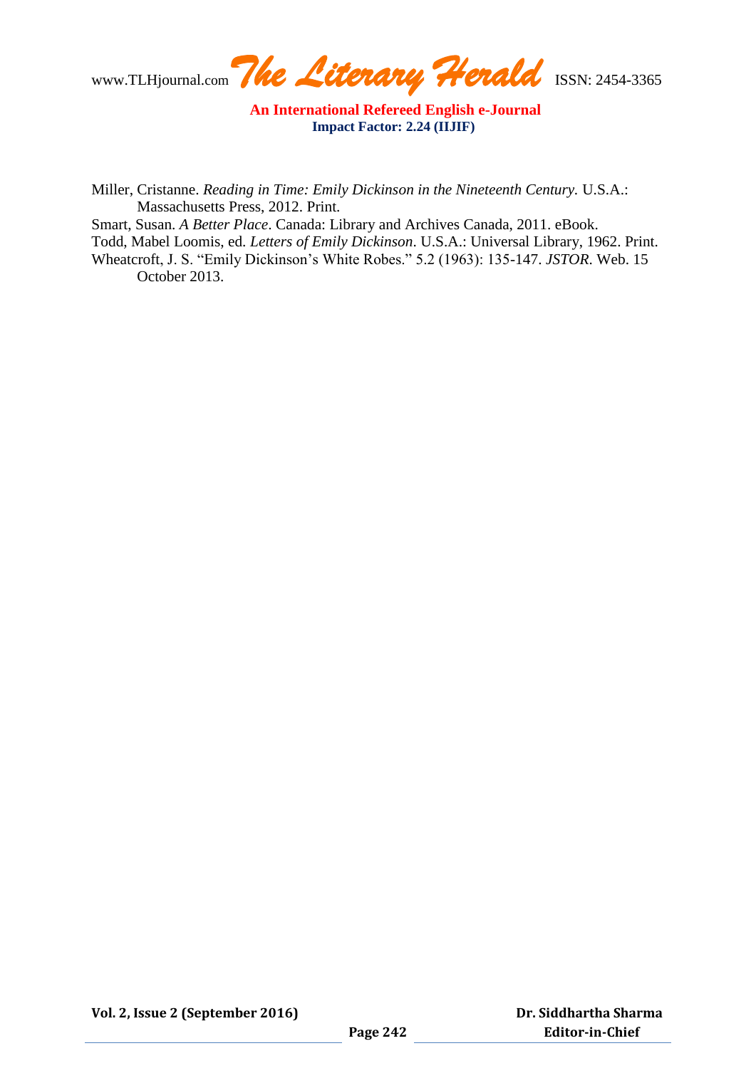Miller, Cristanne. *Reading in Time: Emily Dickinson in the Nineteenth Century.* U.S.A.: Massachusetts Press, 2012. Print.

Smart, Susan. *A Better Place*. Canada: Library and Archives Canada, 2011. eBook.

Todd, Mabel Loomis, ed. *Letters of Emily Dickinson*. U.S.A.: Universal Library, 1962. Print.

Wheatcroft, J. S. "Emily Dickinson's White Robes." 5.2 (1963): 135-147. *JSTOR*. Web. 15 October 2013.